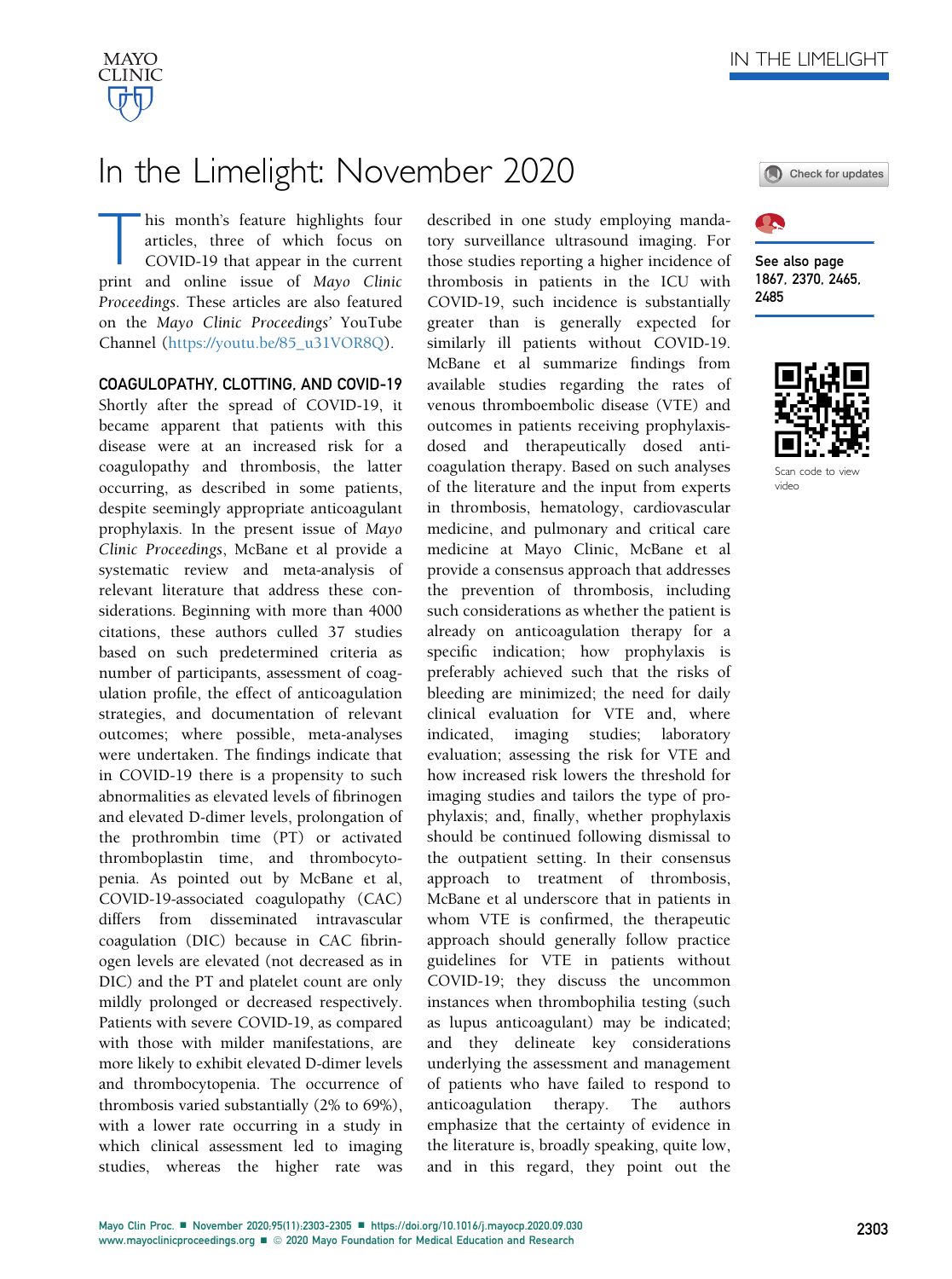# In the Limelight: November 2020

This month's feature highlights four articles, three of which focus on COVID-19 that appear in the current print and online issue of *Mayo Clinic Proceedings*. These articles are also featured on the *Mayo Clinic Proceedings'* YouTube Channel (https://youtu.be/85_u31VOR8Q).

See also page 1867, 2370, 2465, 2485

Scan code to view video

## COAGULOPATHY, CLOTTING, AND COVID-19

Shortly after the spread of COVID-19, it became apparent that patients with this disease were at an increased risk for a coagulopathy and thrombosis, the latter occurring, as described in some patients, despite seemingly appropriate anticoagulant prophylaxis. In the present issue of *Mayo Clinic Proceedings*, McBane et al provide a systematic review and meta-analysis of relevant literature that address these considerations. Beginning with more than 4000 citations, these authors culled 37 studies based on such predetermined criteria as number of participants, assessment of coagulation profile, the effect of anticoagulation strategies, and documentation of relevant outcomes; where possible, meta-analyses were undertaken. The findings indicate that in COVID-19 there is a propensity to such abnormalities as elevated levels of fibrinogen and elevated D-dimer levels, prolongation of the prothrombin time (PT) or activated thromboplastin time, and thrombocytopenia. As pointed out by McBane et al, COVID-19-associated coagulopathy (CAC) differs from disseminated intravascular coagulation (DIC) because in CAC fibrinogen levels are elevated (not decreased as in DIC) and the PT and platelet count are only mildly prolonged or decreased respectively. Patients with severe COVID-19, as compared with those with milder manifestations, are more likely to exhibit elevated D-dimer levels and thrombocytopenia. The occurrence of thrombosis varied substantially (2% to 69%), with a lower rate occurring in a study in which clinical assessment led to imaging studies, whereas the higher rate was described in one study employing mandatory surveillance ultrasound imaging. For those studies reporting a higher incidence of thrombosis in patients in the ICU with COVID-19, such incidence is substantially greater than is generally expected for similarly ill patients without COVID-19. McBane et al summarize findings from available studies regarding the rates of venous thromboembolic disease (VTE) and outcomes in patients receiving prophylaxis-dosed and therapeutically dosed anticoagulation therapy. Based on such analyses of the literature and the input from experts in thrombosis, hematology, cardiovascular medicine, and pulmonary and critical care medicine at Mayo Clinic, McBane et al provide a consensus approach that addresses the prevention of thrombosis, including such considerations as whether the patient is already on anticoagulation therapy for a specific indication; how prophylaxis is preferably achieved such that the risks of bleeding are minimized; the need for daily clinical evaluation for VTE and, where indicated, imaging studies; laboratory evaluation; assessing the risk for VTE and how increased risk lowers the threshold for imaging studies and tailors the type of prophylaxis; and, finally, whether prophylaxis should be continued following dismissal to the outpatient setting. In their consensus approach to treatment of thrombosis, McBane et al underscore that in patients in whom VTE is confirmed, the therapeutic approach should generally follow practice guidelines for VTE in patients without COVID-19; they discuss the uncommon instances when thrombophilia testing (such as lupus anticoagulant) may be indicated; and they delineate key considerations underlying the assessment and management of patients who have failed to respond to anticoagulation therapy. The authors emphasize that the certainty of evidence in the literature is, broadly speaking, quite low, and in this regard, they point out the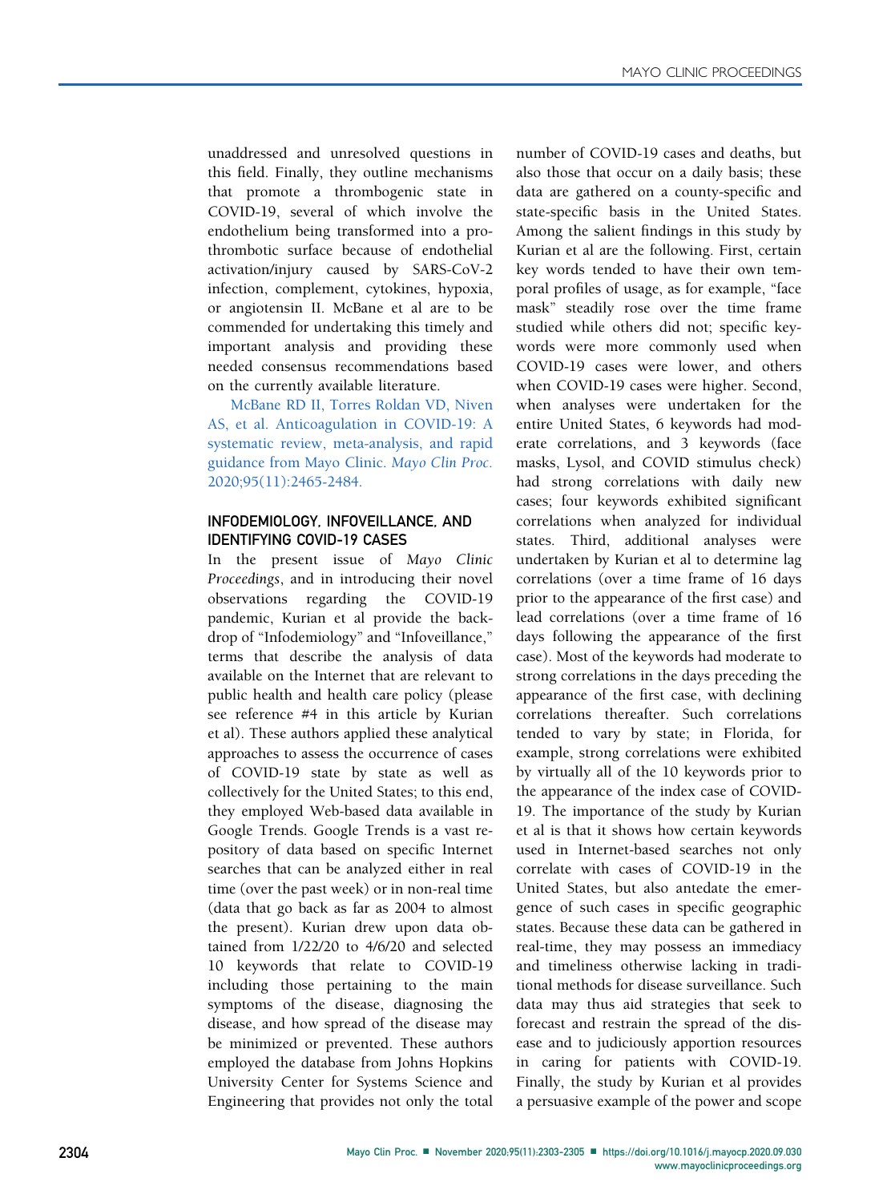unaddressed and unresolved questions in this field. Finally, they outline mechanisms that promote a thrombogenic state in COVID-19, several of which involve the endothelium being transformed into a prothrombotic surface because of endothelial activation/injury caused by SARS-CoV-2 infection, complement, cytokines, hypoxia, or angiotensin II. McBane et al are to be commended for undertaking this timely and important analysis and providing these needed consensus recommendations based on the currently available literature.

McBane RD II, Torres Roldan VD, Niven AS, et al. Anticoagulation in COVID-19: A systematic review, meta-analysis, and rapid guidance from Mayo Clinic. *Mayo Clin Proc.* 2020;95(11):2465-2484.

## INFODEMIOLOGY, INFOVEILLANCE, AND IDENTIFYING COVID-19 CASES

In the present issue of *Mayo Clinic Proceedings*, and in introducing their novel observations regarding the COVID-19 pandemic, Kurian et al provide the backdrop of "Infodemiology" and "Infoveillance," terms that describe the analysis of data available on the Internet that are relevant to public health and health care policy (please see reference #4 in this article by Kurian et al). These authors applied these analytical approaches to assess the occurrence of cases of COVID-19 state by state as well as collectively for the United States; to this end, they employed Web-based data available in Google Trends. Google Trends is a vast repository of data based on specific Internet searches that can be analyzed either in real time (over the past week) or in non-real time (data that go back as far as 2004 to almost the present). Kurian drew upon data obtained from 1/22/20 to 4/6/20 and selected 10 keywords that relate to COVID-19 including those pertaining to the main symptoms of the disease, diagnosing the disease, and how spread of the disease may be minimized or prevented. These authors employed the database from Johns Hopkins University Center for Systems Science and Engineering that provides not only the total number of COVID-19 cases and deaths, but also those that occur on a daily basis; these data are gathered on a county-specific and state-specific basis in the United States. Among the salient findings in this study by Kurian et al are the following. First, certain key words tended to have their own temporal profiles of usage, as for example, "face mask" steadily rose over the time frame studied while others did not; specific keywords were more commonly used when COVID-19 cases were lower, and others when COVID-19 cases were higher. Second, when analyses were undertaken for the entire United States, 6 keywords had moderate correlations, and 3 keywords (face masks, Lysol, and COVID stimulus check) had strong correlations with daily new cases; four keywords exhibited significant correlations when analyzed for individual states. Third, additional analyses were undertaken by Kurian et al to determine lag correlations (over a time frame of 16 days prior to the appearance of the first case) and lead correlations (over a time frame of 16 days following the appearance of the first case). Most of the keywords had moderate to strong correlations in the days preceding the appearance of the first case, with declining correlations thereafter. Such correlations tended to vary by state; in Florida, for example, strong correlations were exhibited by virtually all of the 10 keywords prior to the appearance of the index case of COVID-19. The importance of the study by Kurian et al is that it shows how certain keywords used in Internet-based searches not only correlate with cases of COVID-19 in the United States, but also antedate the emergence of such cases in specific geographic states. Because these data can be gathered in real-time, they may possess an immediacy and timeliness otherwise lacking in traditional methods for disease surveillance. Such data may thus aid strategies that seek to forecast and restrain the spread of the disease and to judiciously apportion resources in caring for patients with COVID-19. Finally, the study by Kurian et al provides a persuasive example of the power and scope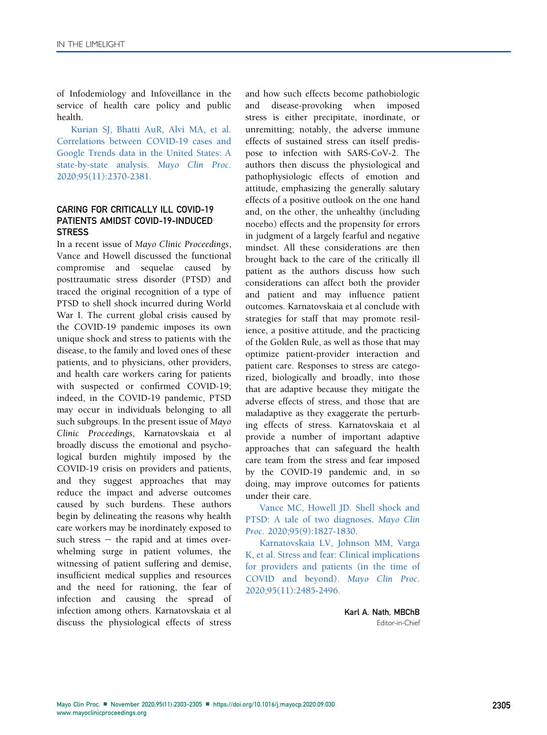of Infodemiology and Infoveillance in the service of health care policy and public health.

Kurian SJ, Bhatti AuR, Alvi MA, et al. Correlations between COVID-19 cases and Google Trends data in the United States: A state-by-state analysis. *Mayo Clin Proc*. 2020;95(11):2370-2381.

## CARING FOR CRITICALLY ILL COVID-19 PATIENTS AMIDST COVID-19-INDUCED STRESS

In a recent issue of *Mayo Clinic Proceedings*, Vance and Howell discussed the functional compromise and sequelae caused by posttraumatic stress disorder (PTSD) and traced the original recognition of a type of PTSD to shell shock incurred during World War I. The current global crisis caused by the COVID-19 pandemic imposes its own unique shock and stress to patients with the disease, to the family and loved ones of these patients, and to physicians, other providers, and health care workers caring for patients with suspected or confirmed COVID-19; indeed, in the COVID-19 pandemic, PTSD may occur in individuals belonging to all such subgroups. In the present issue of *Mayo Clinic Proceedings*, Karnatovskaia et al broadly discuss the emotional and psychological burden mightily imposed by the COVID-19 crisis on providers and patients, and they suggest approaches that may reduce the impact and adverse outcomes caused by such burdens. These authors begin by delineating the reasons why health care workers may be inordinately exposed to such stress — the rapid and at times overwhelming surge in patient volumes, the witnessing of patient suffering and demise, insufficient medical supplies and resources and the need for rationing, the fear of infection and causing the spread of infection among others. Karnatovskaia et al discuss the physiological effects of stress and how such effects become pathobiologic and disease-provoking when imposed stress is either precipitate, inordinate, or unremitting; notably, the adverse immune effects of sustained stress can itself predispose to infection with SARS-CoV-2. The authors then discuss the physiological and pathophysiologic effects of emotion and attitude, emphasizing the generally salutary effects of a positive outlook on the one hand and, on the other, the unhealthy (including nocebo) effects and the propensity for errors in judgment of a largely fearful and negative mindset. All these considerations are then brought back to the care of the critically ill patient as the authors discuss how such considerations can affect both the provider and patient and may influence patient outcomes. Karnatovskaia et al conclude with strategies for staff that may promote resilience, a positive attitude, and the practicing of the Golden Rule, as well as those that may optimize patient-provider interaction and patient care. Responses to stress are categorized, biologically and broadly, into those that are adaptive because they mitigate the adverse effects of stress, and those that are maladaptive as they exaggerate the perturbing effects of stress. Karnatovskaia et al provide a number of important adaptive approaches that can safeguard the health care team from the stress and fear imposed by the COVID-19 pandemic and, in so doing, may improve outcomes for patients under their care.

Vance MC, Howell JD. Shell shock and PTSD: A tale of two diagnoses. *Mayo Clin Proc*. 2020;95(9):1827-1830.

Karnatovskaia LV, Johnson MM, Varga K, et al. Stress and fear: Clinical implications for providers and patients (in the time of COVID and beyond). *Mayo Clin Proc*. 2020;95(11):2485-2496.

**Karl A. Nath, MBChB**
Editor-in-Chief